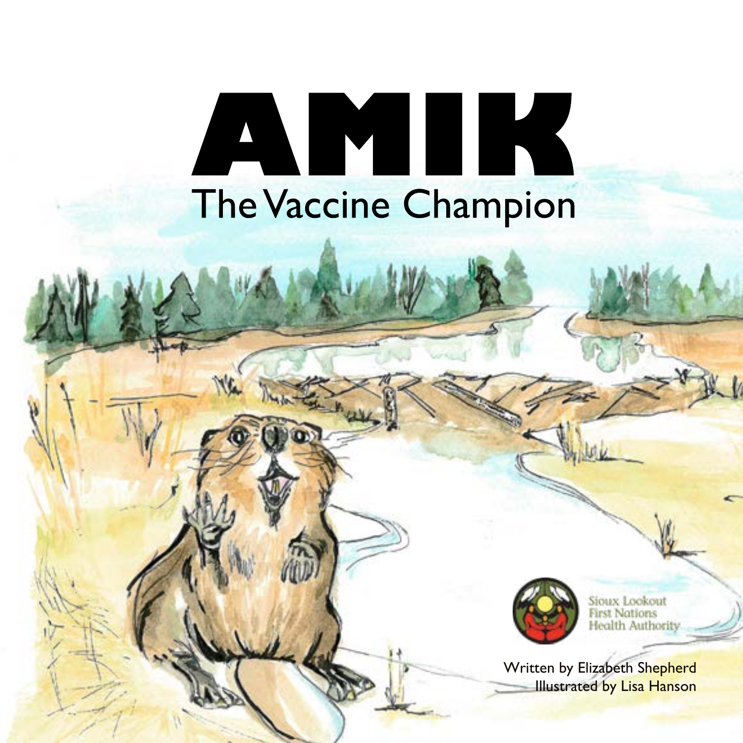# AMIK

## The Vaccine Champion

Sioux Lookout First Nations Health Authority

Written by Elizabeth Shepherd
Illustrated by Lisa Hanson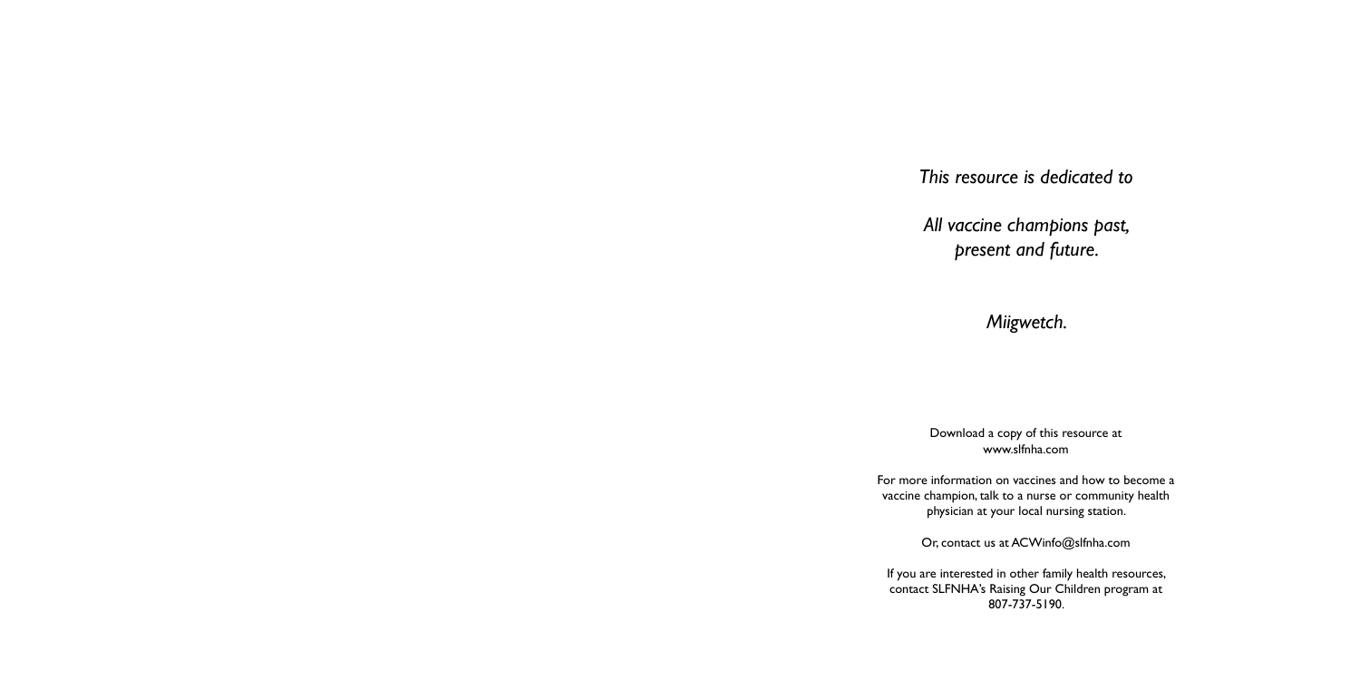*This resource is dedicated to*

*All vaccine champions past,*
*present and future.*

*Miigwetch.*

Download a copy of this resource at
www.slfnha.com

For more information on vaccines and how to become a vaccine champion, talk to a nurse or community health physician at your local nursing station.

Or, contact us at ACWinfo@slfnha.com

If you are interested in other family health resources, contact SLFNHA's Raising Our Children program at 807-737-5190.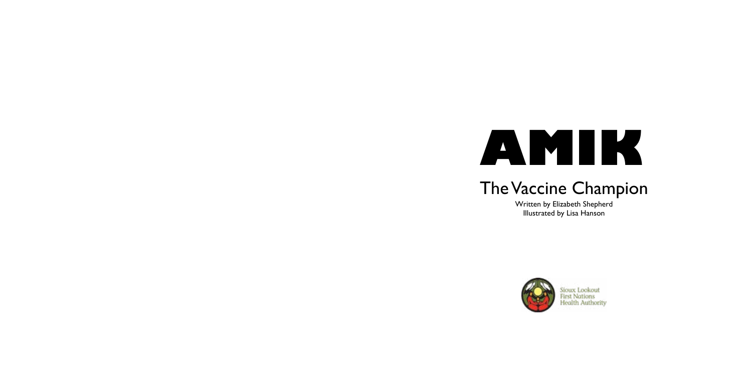# AMIK

## The Vaccine Champion

Written by Elizabeth Shepherd
Illustrated by Lisa Hanson

Sioux Lookout
First Nations
Health Authority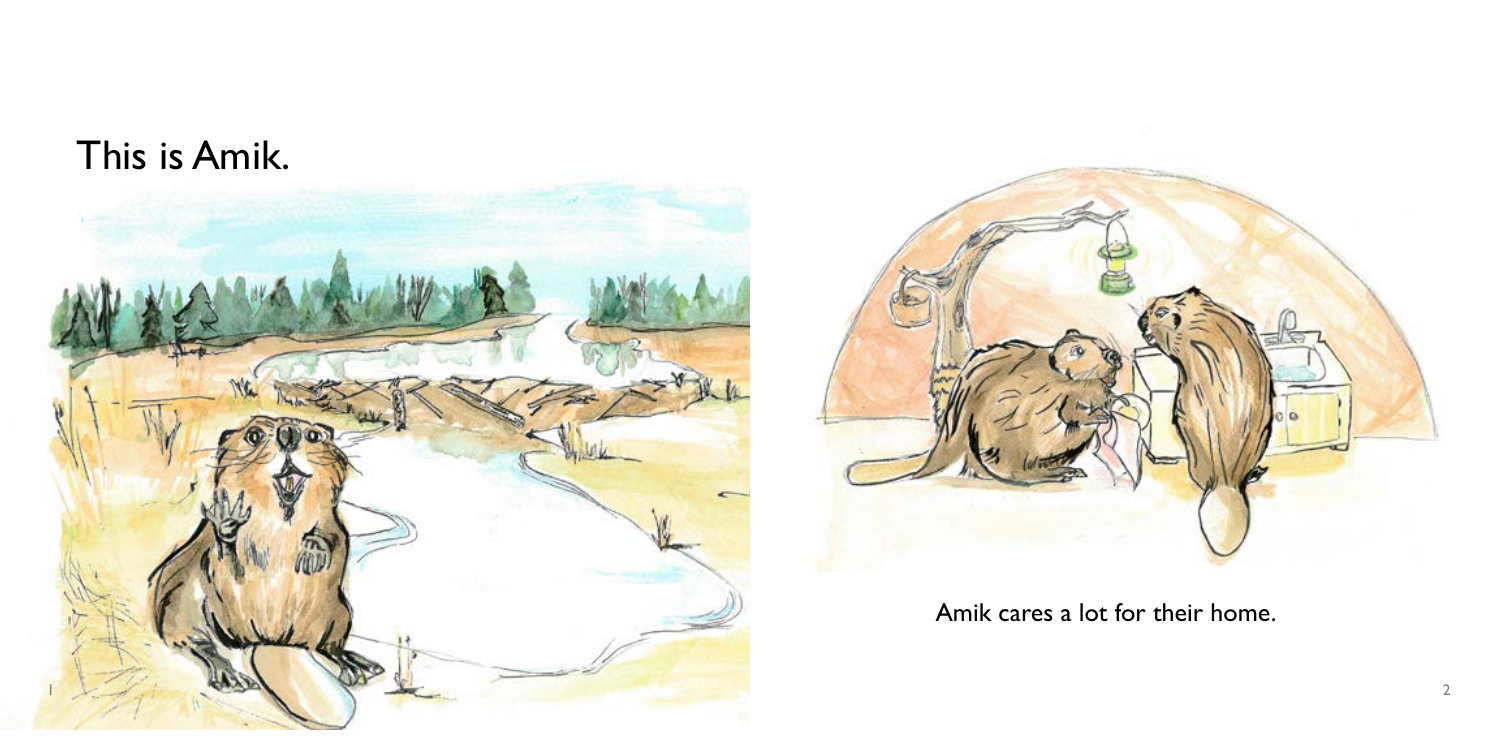This is Amik.

Amik cares a lot for their home.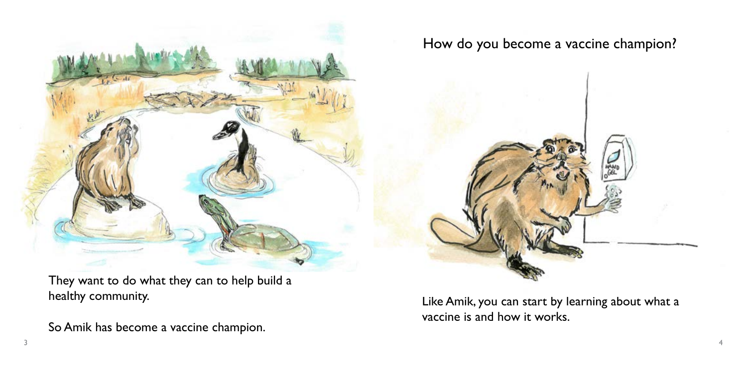They want to do what they can to help build a healthy community.

So Amik has become a vaccine champion.

## How do you become a vaccine champion?

Like Amik, you can start by learning about what a vaccine is and how it works.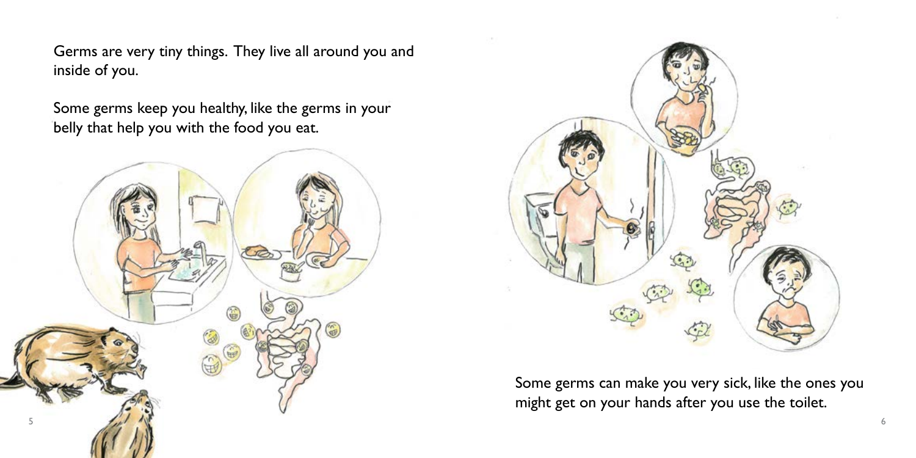Germs are very tiny things. They live all around you and inside of you.

Some germs keep you healthy, like the germs in your belly that help you with the food you eat.

Some germs can make you very sick, like the ones you might get on your hands after you use the toilet.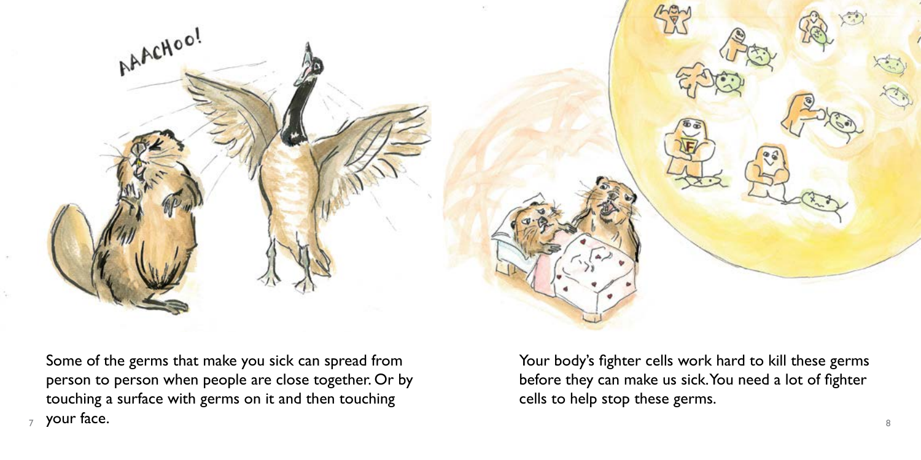Some of the germs that make you sick can spread from person to person when people are close together. Or by touching a surface with germs on it and then touching your face.

Your body's fighter cells work hard to kill these germs before they can make us sick. You need a lot of fighter cells to help stop these germs.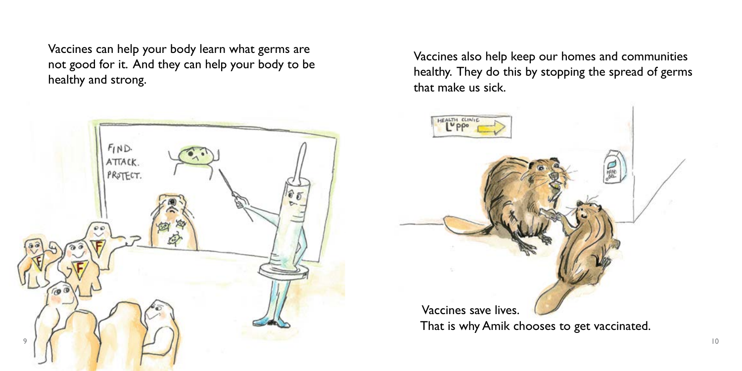Vaccines can help your body learn what germs are not good for it. And they can help your body to be healthy and strong.

Vaccines also help keep our homes and communities healthy. They do this by stopping the spread of germs that make us sick.

Vaccines save lives.
That is why Amik chooses to get vaccinated.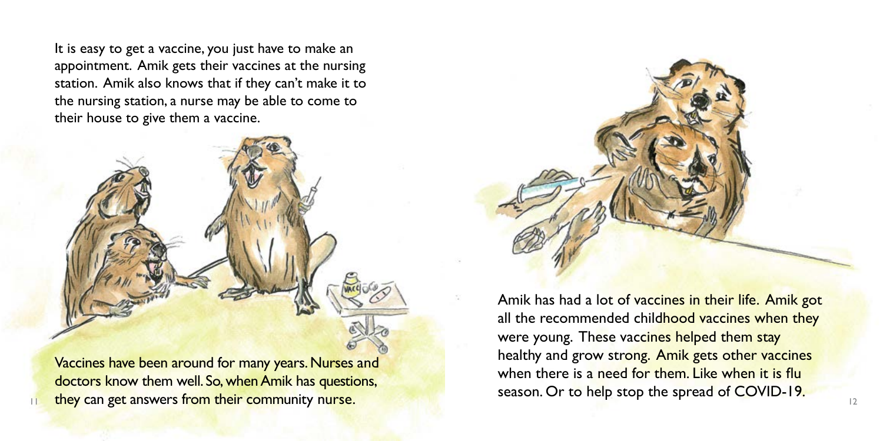It is easy to get a vaccine, you just have to make an appointment. Amik gets their vaccines at the nursing station. Amik also knows that if they can't make it to the nursing station, a nurse may be able to come to their house to give them a vaccine.

Vaccines have been around for many years. Nurses and doctors know them well. So, when Amik has questions, they can get answers from their community nurse.

Amik has had a lot of vaccines in their life. Amik got all the recommended childhood vaccines when they were young. These vaccines helped them stay healthy and grow strong. Amik gets other vaccines when there is a need for them. Like when it is flu season. Or to help stop the spread of COVID-19.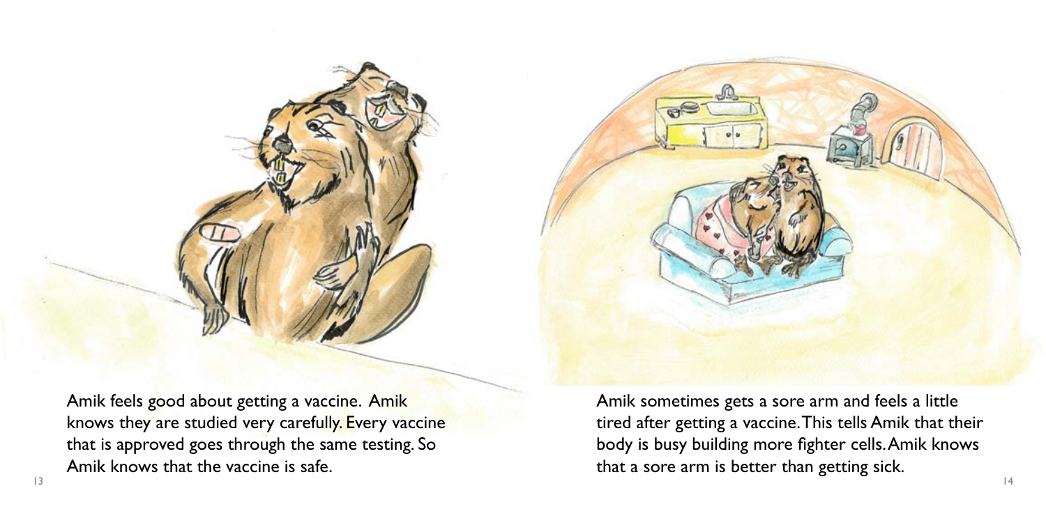Amik feels good about getting a vaccine. Amik knows they are studied very carefully. Every vaccine that is approved goes through the same testing. So Amik knows that the vaccine is safe.

Amik sometimes gets a sore arm and feels a little tired after getting a vaccine. This tells Amik that their body is busy building more fighter cells. Amik knows that a sore arm is better than getting sick.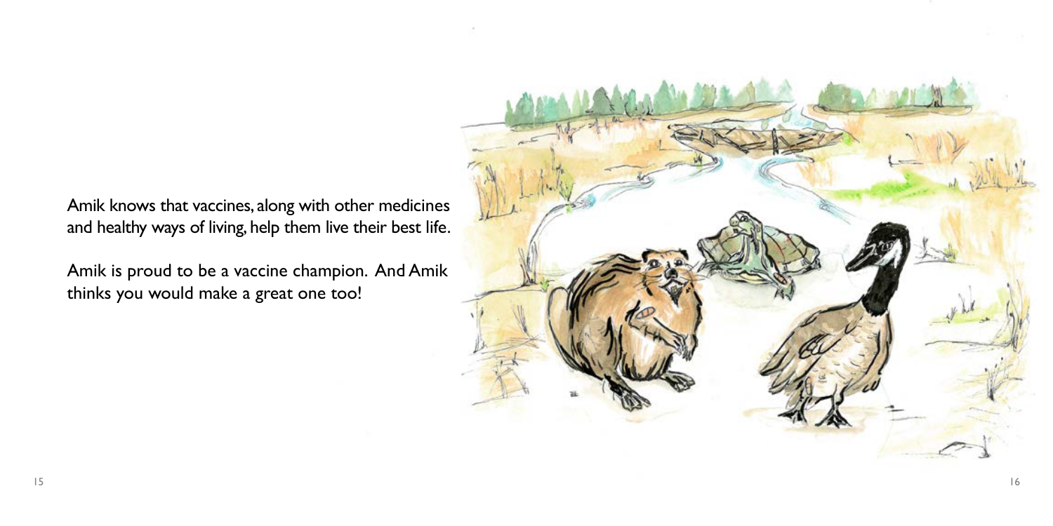Amik knows that vaccines, along with other medicines and healthy ways of living, help them live their best life.

Amik is proud to be a vaccine champion. And Amik thinks you would make a great one too!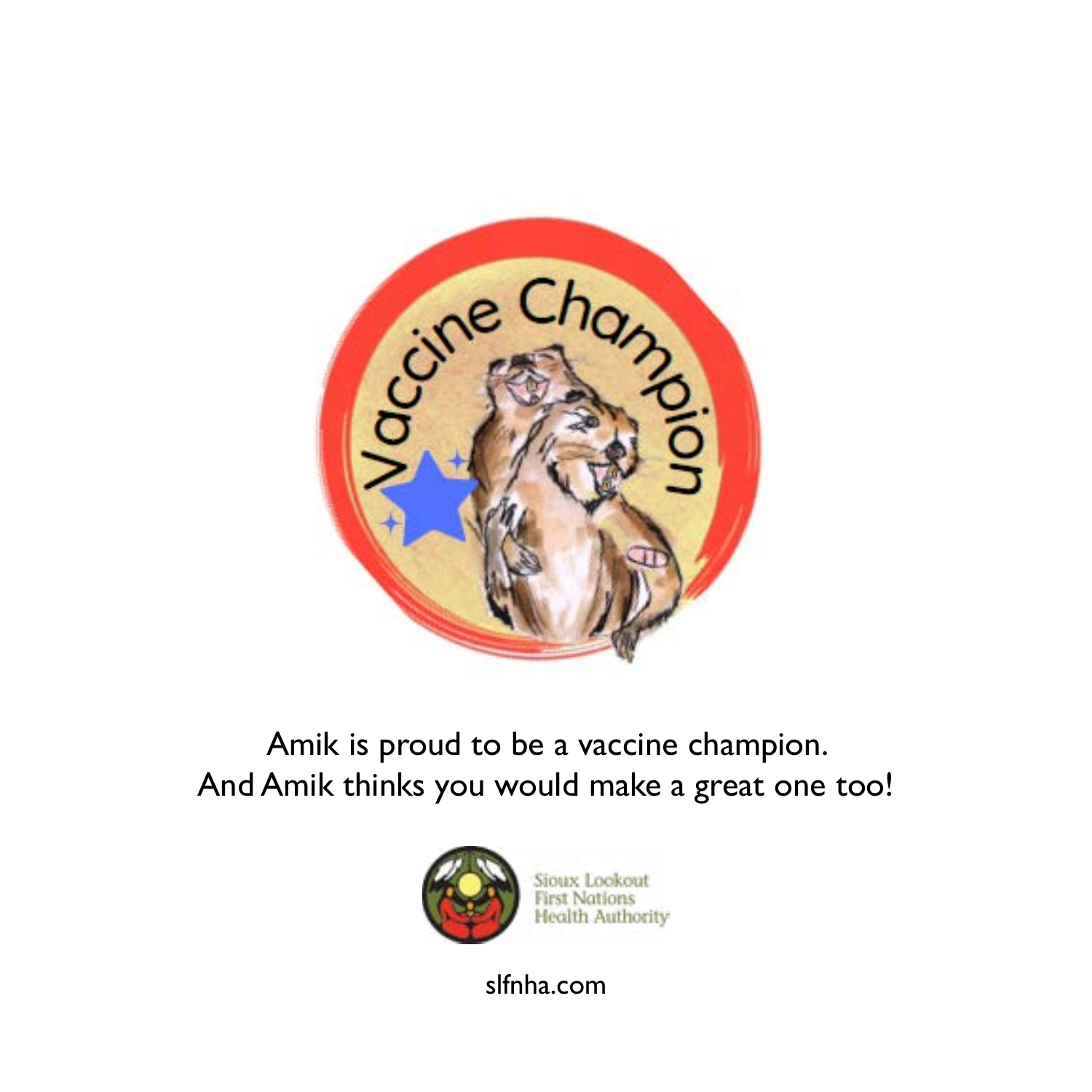Vaccine Champion

Amik is proud to be a vaccine champion.
And Amik thinks you would make a great one too!

Sioux Lookout
First Nations
Health Authority

slfnha.com